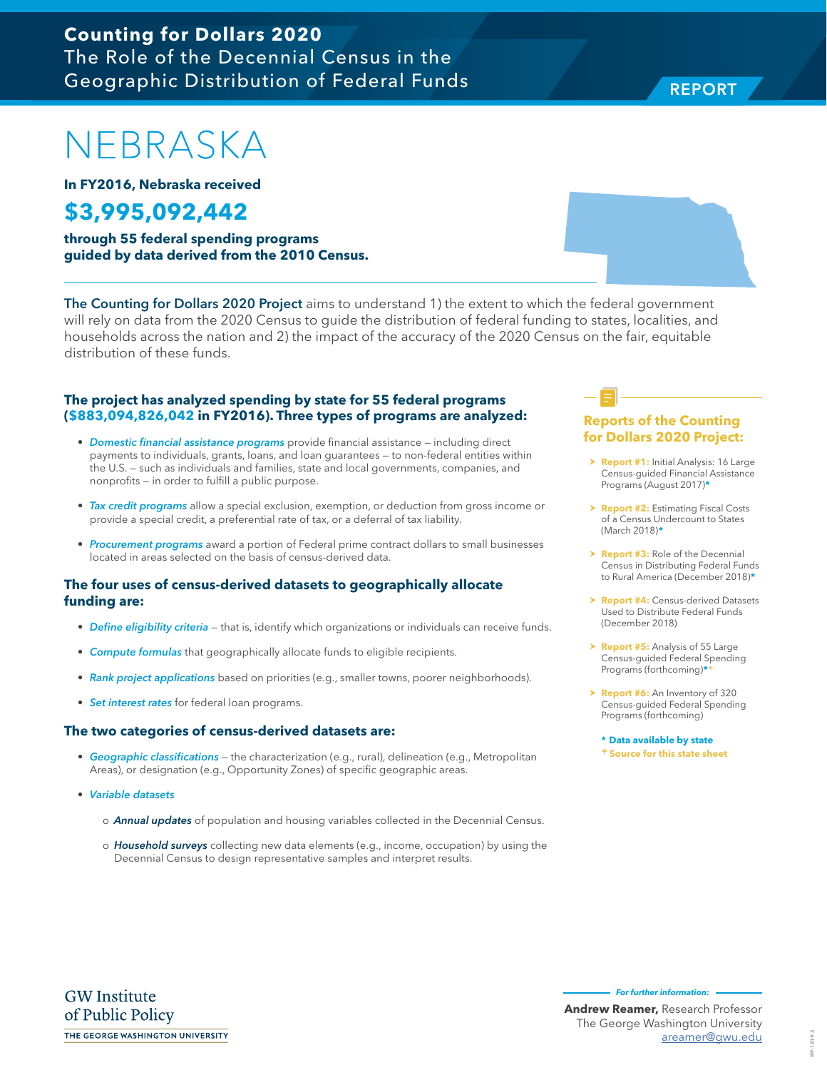**Counting for Dollars 2020**
The Role of the Decennial Census in the Geographic Distribution of Federal Funds

REPORT

# NEBRASKA

**In FY2016, Nebraska received**

## $3,995,092,442

**through 55 federal spending programs guided by data derived from the 2010 Census.**

**The Counting for Dollars 2020 Project** aims to understand 1) the extent to which the federal government will rely on data from the 2020 Census to guide the distribution of federal funding to states, localities, and households across the nation and 2) the impact of the accuracy of the 2020 Census on the fair, equitable distribution of these funds.

### The project has analyzed spending by state for 55 federal programs ($883,094,826,042 in FY2016). Three types of programs are analyzed:

- *Domestic financial assistance programs* provide financial assistance – including direct payments to individuals, grants, loans, and loan guarantees – to non-federal entities within the U.S. – such as individuals and families, state and local governments, companies, and nonprofits – in order to fulfill a public purpose.
- *Tax credit programs* allow a special exclusion, exemption, or deduction from gross income or provide a special credit, a preferential rate of tax, or a deferral of tax liability.
- *Procurement programs* award a portion of Federal prime contract dollars to small businesses located in areas selected on the basis of census-derived data.

### The four uses of census-derived datasets to geographically allocate funding are:

- *Define eligibility criteria* – that is, identify which organizations or individuals can receive funds.
- *Compute formulas* that geographically allocate funds to eligible recipients.
- *Rank project applications* based on priorities (e.g., smaller towns, poorer neighborhoods).
- *Set interest rates* for federal loan programs.

### The two categories of census-derived datasets are:

- *Geographic classifications* – the characterization (e.g., rural), delineation (e.g., Metropolitan Areas), or designation (e.g., Opportunity Zones) of specific geographic areas.
- *Variable datasets*
  - o ***Annual updates*** of population and housing variables collected in the Decennial Census.
  - o ***Household surveys*** collecting new data elements (e.g., income, occupation) by using the Decennial Census to design representative samples and interpret results.

### Reports of the Counting for Dollars 2020 Project:

- **Report #1:** Initial Analysis: 16 Large Census-guided Financial Assistance Programs (August 2017)*
- **Report #2:** Estimating Fiscal Costs of a Census Undercount to States (March 2018)*
- **Report #3:** Role of the Decennial Census in Distributing Federal Funds to Rural America (December 2018)*
- **Report #4:** Census-derived Datasets Used to Distribute Federal Funds (December 2018)
- **Report #5:** Analysis of 55 Large Census-guided Federal Spending Programs (forthcoming)*+
- **Report #6:** An Inventory of 320 Census-guided Federal Spending Programs (forthcoming)

**\* Data available by state**
**+ Source for this state sheet**

GW Institute of Public Policy
THE GEORGE WASHINGTON UNIVERSITY

*For further information:*

**Andrew Reamer,** Research Professor
The George Washington University
areamer@gwu.edu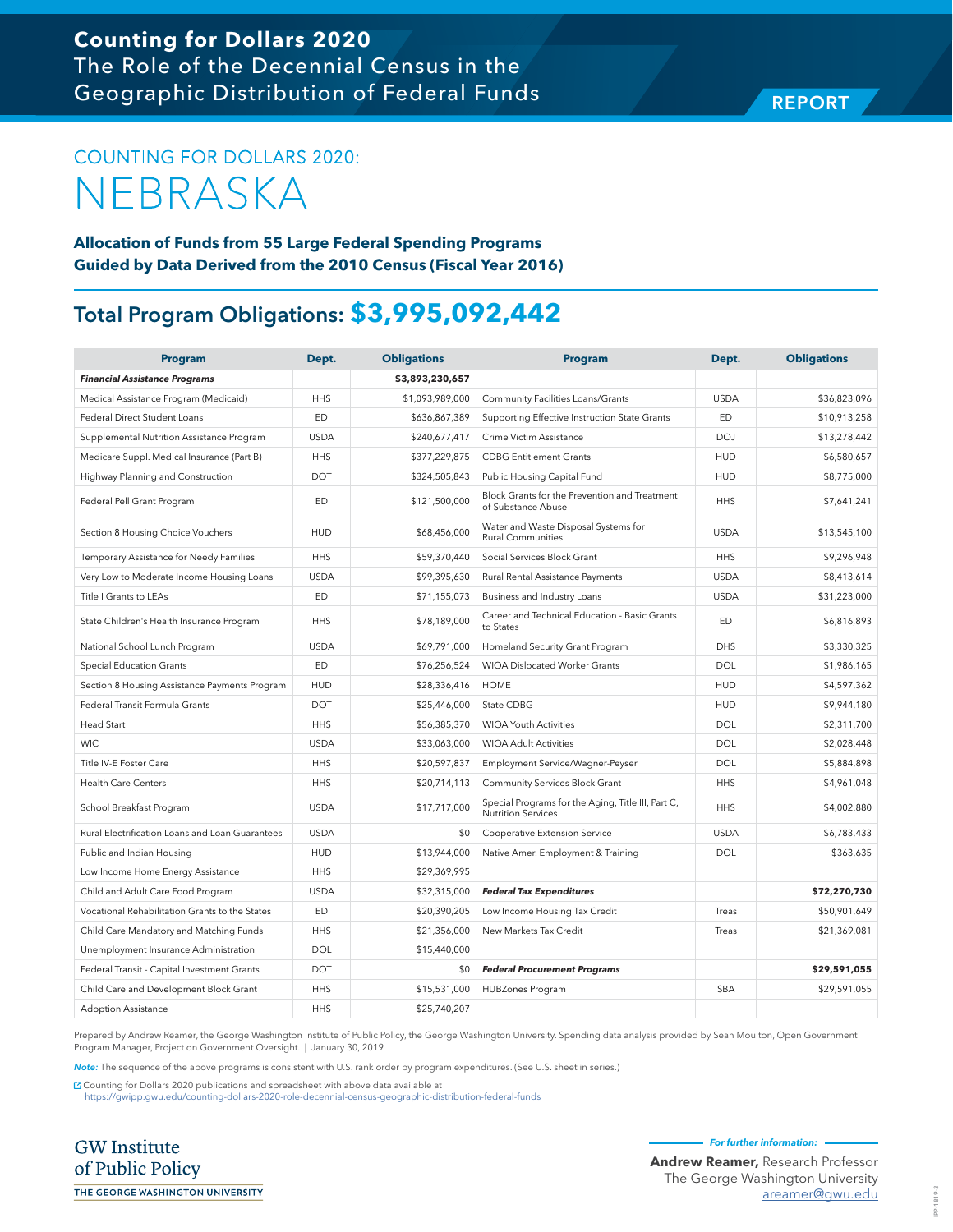**Counting for Dollars 2020**
The Role of the Decennial Census in the Geographic Distribution of Federal Funds

REPORT

COUNTING FOR DOLLARS 2020:

# NEBRASKA

**Allocation of Funds from 55 Large Federal Spending Programs Guided by Data Derived from the 2010 Census (Fiscal Year 2016)**

## Total Program Obligations: $3,995,092,442

| Program | Dept. | Obligations | Program | Dept. | Obligations |
|---|---|---|---|---|---|
| ***Financial Assistance Programs*** | | **$3,893,230,657** | | | |
| Medical Assistance Program (Medicaid) | HHS | $1,093,989,000 | Community Facilities Loans/Grants | USDA | $36,823,096 |
| Federal Direct Student Loans | ED | $636,867,389 | Supporting Effective Instruction State Grants | ED | $10,913,258 |
| Supplemental Nutrition Assistance Program | USDA | $240,677,417 | Crime Victim Assistance | DOJ | $13,278,442 |
| Medicare Suppl. Medical Insurance (Part B) | HHS | $377,229,875 | CDBG Entitlement Grants | HUD | $6,580,657 |
| Highway Planning and Construction | DOT | $324,505,843 | Public Housing Capital Fund | HUD | $8,775,000 |
| Federal Pell Grant Program | ED | $121,500,000 | Block Grants for the Prevention and Treatment of Substance Abuse | HHS | $7,641,241 |
| Section 8 Housing Choice Vouchers | HUD | $68,456,000 | Water and Waste Disposal Systems for Rural Communities | USDA | $13,545,100 |
| Temporary Assistance for Needy Families | HHS | $59,370,440 | Social Services Block Grant | HHS | $9,296,948 |
| Very Low to Moderate Income Housing Loans | USDA | $99,395,630 | Rural Rental Assistance Payments | USDA | $8,413,614 |
| Title I Grants to LEAs | ED | $71,155,073 | Business and Industry Loans | USDA | $31,223,000 |
| State Children's Health Insurance Program | HHS | $78,189,000 | Career and Technical Education - Basic Grants to States | ED | $6,816,893 |
| National School Lunch Program | USDA | $69,791,000 | Homeland Security Grant Program | DHS | $3,330,325 |
| Special Education Grants | ED | $76,256,524 | WIOA Dislocated Worker Grants | DOL | $1,986,165 |
| Section 8 Housing Assistance Payments Program | HUD | $28,336,416 | HOME | HUD | $4,597,362 |
| Federal Transit Formula Grants | DOT | $25,446,000 | State CDBG | HUD | $9,944,180 |
| Head Start | HHS | $56,385,370 | WIOA Youth Activities | DOL | $2,311,700 |
| WIC | USDA | $33,063,000 | WIOA Adult Activities | DOL | $2,028,448 |
| Title IV-E Foster Care | HHS | $20,597,837 | Employment Service/Wagner-Peyser | DOL | $5,884,898 |
| Health Care Centers | HHS | $20,714,113 | Community Services Block Grant | HHS | $4,961,048 |
| School Breakfast Program | USDA | $17,717,000 | Special Programs for the Aging, Title III, Part C, Nutrition Services | HHS | $4,002,880 |
| Rural Electrification Loans and Loan Guarantees | USDA | $0 | Cooperative Extension Service | USDA | $6,783,433 |
| Public and Indian Housing | HUD | $13,944,000 | Native Amer. Employment & Training | DOL | $363,635 |
| Low Income Home Energy Assistance | HHS | $29,369,995 | | | |
| Child and Adult Care Food Program | USDA | $32,315,000 | ***Federal Tax Expenditures*** | | **$72,270,730** |
| Vocational Rehabilitation Grants to the States | ED | $20,390,205 | Low Income Housing Tax Credit | Treas | $50,901,649 |
| Child Care Mandatory and Matching Funds | HHS | $21,356,000 | New Markets Tax Credit | Treas | $21,369,081 |
| Unemployment Insurance Administration | DOL | $15,440,000 | | | |
| Federal Transit - Capital Investment Grants | DOT | $0 | ***Federal Procurement Programs*** | | **$29,591,055** |
| Child Care and Development Block Grant | HHS | $15,531,000 | HUBZones Program | SBA | $29,591,055 |
| Adoption Assistance | HHS | $25,740,207 | | | |

Prepared by Andrew Reamer, the George Washington Institute of Public Policy, the George Washington University. Spending data analysis provided by Sean Moulton, Open Government Program Manager, Project on Government Oversight. | January 30, 2019

***Note:*** The sequence of the above programs is consistent with U.S. rank order by program expenditures. (See U.S. sheet in series.)

Counting for Dollars 2020 publications and spreadsheet with above data available at https://gwipp.gwu.edu/counting-dollars-2020-role-decennial-census-geographic-distribution-federal-funds

GW Institute of Public Policy
THE GEORGE WASHINGTON UNIVERSITY

*For further information:*

**Andrew Reamer,** Research Professor
The George Washington University
areamer@gwu.edu